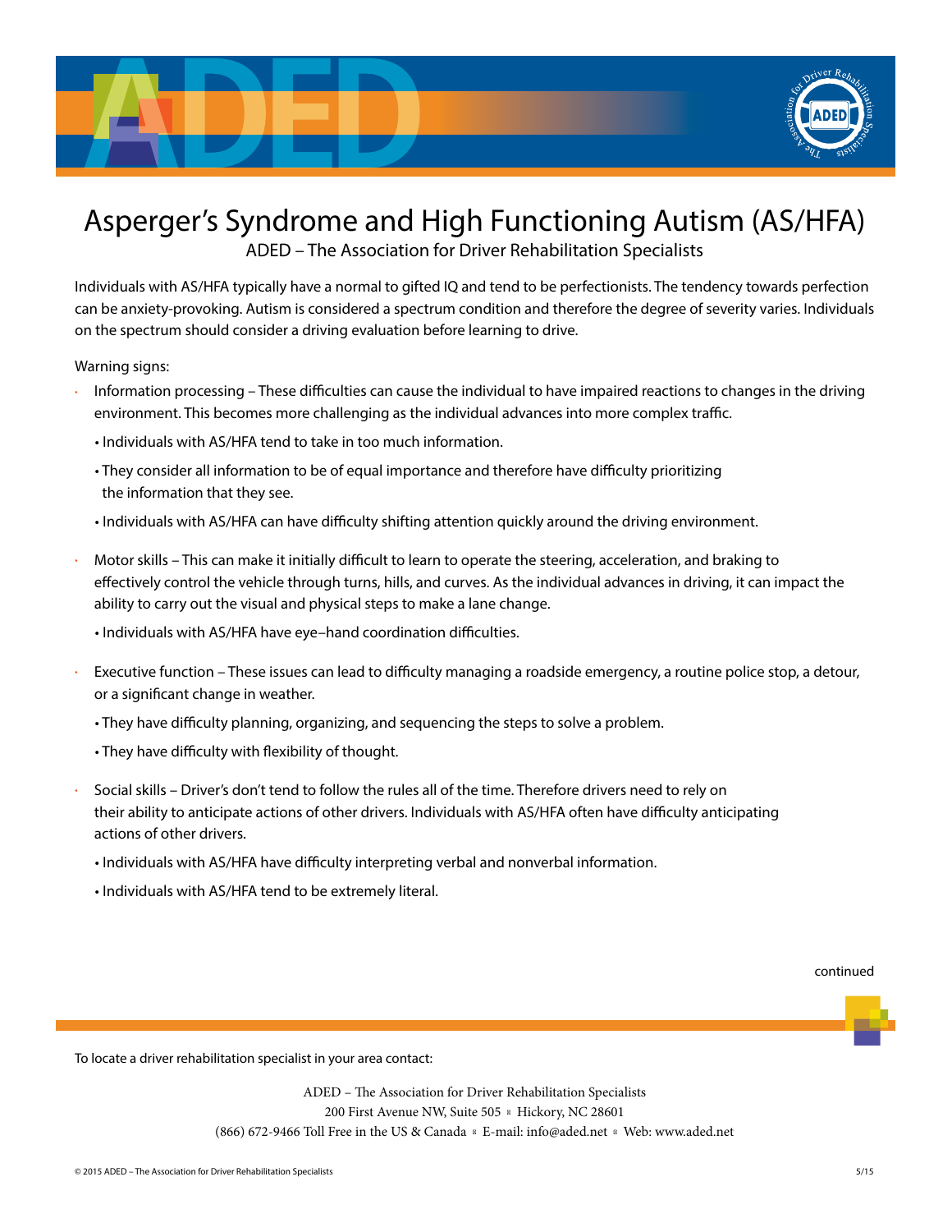# Asperger's Syndrome and High Functioning Autism (AS/HFA)

ADED – The Association for Driver Rehabilitation Specialists

Individuals with AS/HFA typically have a normal to gifted IQ and tend to be perfectionists. The tendency towards perfection can be anxiety-provoking. Autism is considered a spectrum condition and therefore the degree of severity varies. Individuals on the spectrum should consider a driving evaluation before learning to drive.

Warning signs:

- Information processing – These difficulties can cause the individual to have impaired reactions to changes in the driving environment. This becomes more challenging as the individual advances into more complex traffic.
  - Individuals with AS/HFA tend to take in too much information.
  - They consider all information to be of equal importance and therefore have difficulty prioritizing the information that they see.
  - Individuals with AS/HFA can have difficulty shifting attention quickly around the driving environment.
- Motor skills – This can make it initially difficult to learn to operate the steering, acceleration, and braking to effectively control the vehicle through turns, hills, and curves. As the individual advances in driving, it can impact the ability to carry out the visual and physical steps to make a lane change.
  - Individuals with AS/HFA have eye–hand coordination difficulties.
- Executive function – These issues can lead to difficulty managing a roadside emergency, a routine police stop, a detour, or a significant change in weather.
  - They have difficulty planning, organizing, and sequencing the steps to solve a problem.
  - They have difficulty with flexibility of thought.
- Social skills – Driver's don't tend to follow the rules all of the time. Therefore drivers need to rely on their ability to anticipate actions of other drivers. Individuals with AS/HFA often have difficulty anticipating actions of other drivers.
  - Individuals with AS/HFA have difficulty interpreting verbal and nonverbal information.
  - Individuals with AS/HFA tend to be extremely literal.

continued

To locate a driver rehabilitation specialist in your area contact:

ADED – The Association for Driver Rehabilitation Specialists
200 First Avenue NW, Suite 505 ◦ Hickory, NC 28601
(866) 672-9466 Toll Free in the US & Canada ◦ E-mail: info@aded.net ◦ Web: www.aded.net

© 2015 ADED – The Association for Driver Rehabilitation Specialists 5/15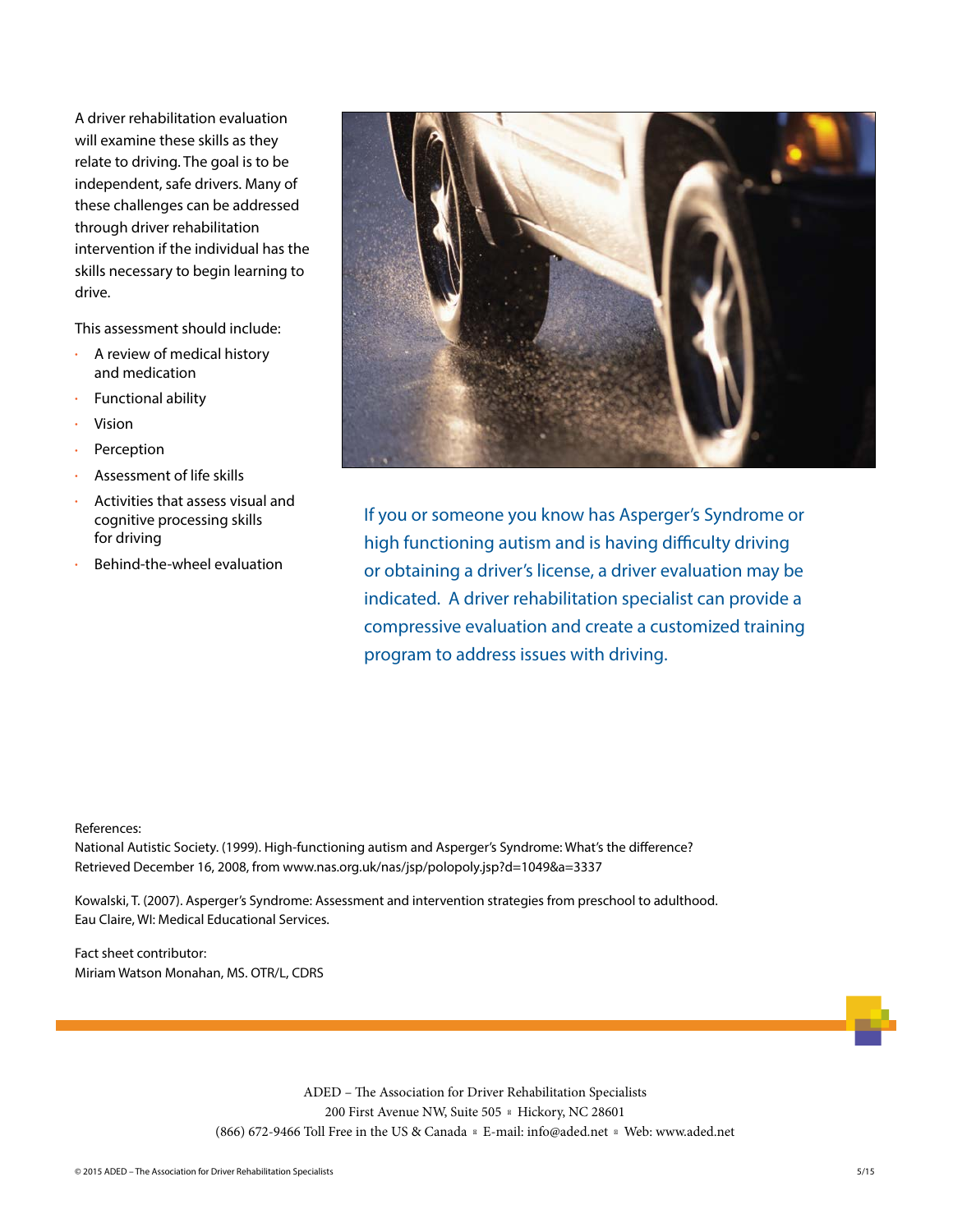A driver rehabilitation evaluation will examine these skills as they relate to driving. The goal is to be independent, safe drivers. Many of these challenges can be addressed through driver rehabilitation intervention if the individual has the skills necessary to begin learning to drive.

This assessment should include:

- A review of medical history and medication
- Functional ability
- Vision
- Perception
- Assessment of life skills
- Activities that assess visual and cognitive processing skills for driving
- Behind-the-wheel evaluation

If you or someone you know has Asperger's Syndrome or high functioning autism and is having difficulty driving or obtaining a driver's license, a driver evaluation may be indicated. A driver rehabilitation specialist can provide a compressive evaluation and create a customized training program to address issues with driving.

References:

National Autistic Society. (1999). High-functioning autism and Asperger's Syndrome: What's the difference? Retrieved December 16, 2008, from www.nas.org.uk/nas/jsp/polopoly.jsp?d=1049&a=3337

Kowalski, T. (2007). Asperger's Syndrome: Assessment and intervention strategies from preschool to adulthood. Eau Claire, WI: Medical Educational Services.

Fact sheet contributor:
Miriam Watson Monahan, MS. OTR/L, CDRS

ADED – The Association for Driver Rehabilitation Specialists
200 First Avenue NW, Suite 505 ◦ Hickory, NC 28601
(866) 672-9466 Toll Free in the US & Canada ◦ E-mail: info@aded.net ◦ Web: www.aded.net

© 2015 ADED – The Association for Driver Rehabilitation Specialists

5/15